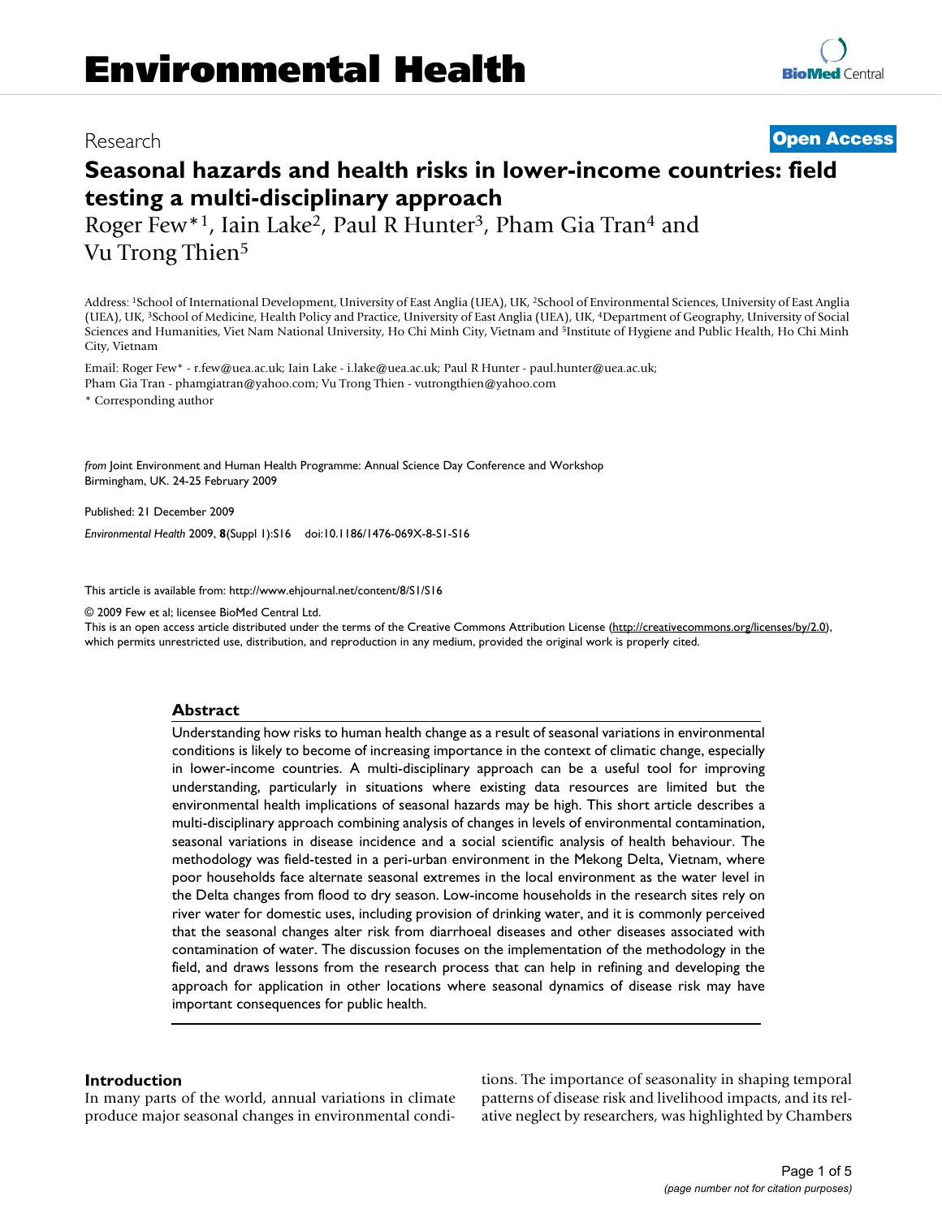# Environmental Health

Research **Open Access**

## Seasonal hazards and health risks in lower-income countries: field testing a multi-disciplinary approach

Roger Few*[1], Iain Lake[2], Paul R Hunter[3], Pham Gia Tran[4] and Vu Trong Thien[5]

Address: [1]School of International Development, University of East Anglia (UEA), UK, [2]School of Environmental Sciences, University of East Anglia (UEA), UK, [3]School of Medicine, Health Policy and Practice, University of East Anglia (UEA), UK, [4]Department of Geography, University of Social Sciences and Humanities, Viet Nam National University, Ho Chi Minh City, Vietnam and [5]Institute of Hygiene and Public Health, Ho Chi Minh City, Vietnam

Email: Roger Few* - r.few@uea.ac.uk; Iain Lake - i.lake@uea.ac.uk; Paul R Hunter - paul.hunter@uea.ac.uk; Pham Gia Tran - phamgiatran@yahoo.com; Vu Trong Thien - vutrongthien@yahoo.com

\* Corresponding author

*from* Joint Environment and Human Health Programme: Annual Science Day Conference and Workshop
Birmingham, UK. 24-25 February 2009

Published: 21 December 2009

*Environmental Health* 2009, **8**(Suppl 1):S16 doi:10.1186/1476-069X-8-S1-S16

This article is available from: http://www.ehjournal.net/content/8/S1/S16

© 2009 Few et al; licensee BioMed Central Ltd.
This is an open access article distributed under the terms of the Creative Commons Attribution License (http://creativecommons.org/licenses/by/2.0), which permits unrestricted use, distribution, and reproduction in any medium, provided the original work is properly cited.

### Abstract

Understanding how risks to human health change as a result of seasonal variations in environmental conditions is likely to become of increasing importance in the context of climatic change, especially in lower-income countries. A multi-disciplinary approach can be a useful tool for improving understanding, particularly in situations where existing data resources are limited but the environmental health implications of seasonal hazards may be high. This short article describes a multi-disciplinary approach combining analysis of changes in levels of environmental contamination, seasonal variations in disease incidence and a social scientific analysis of health behaviour. The methodology was field-tested in a peri-urban environment in the Mekong Delta, Vietnam, where poor households face alternate seasonal extremes in the local environment as the water level in the Delta changes from flood to dry season. Low-income households in the research sites rely on river water for domestic uses, including provision of drinking water, and it is commonly perceived that the seasonal changes alter risk from diarrhoeal diseases and other diseases associated with contamination of water. The discussion focuses on the implementation of the methodology in the field, and draws lessons from the research process that can help in refining and developing the approach for application in other locations where seasonal dynamics of disease risk may have important consequences for public health.

### Introduction

In many parts of the world, annual variations in climate produce major seasonal changes in environmental conditions. The importance of seasonality in shaping temporal patterns of disease risk and livelihood impacts, and its relative neglect by researchers, was highlighted by Chambers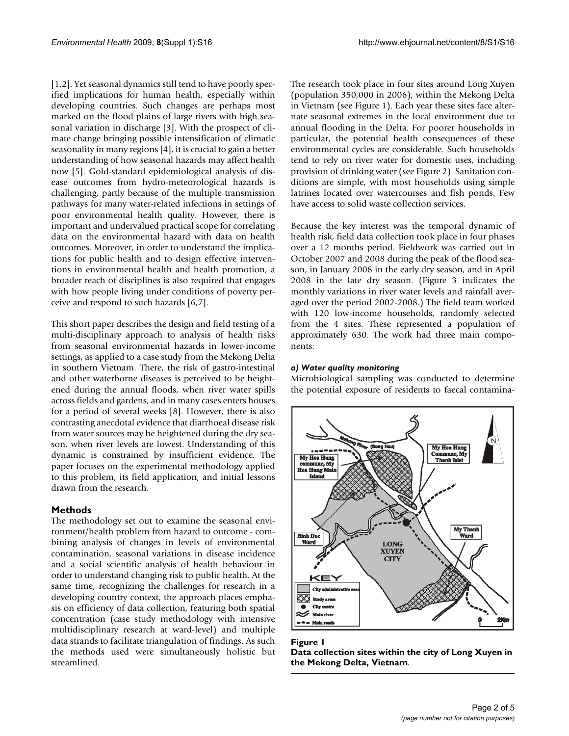[1,2]. Yet seasonal dynamics still tend to have poorly specified implications for human health, especially within developing countries. Such changes are perhaps most marked on the flood plains of large rivers with high seasonal variation in discharge [3]. With the prospect of climate change bringing possible intensification of climatic seasonality in many regions [4], it is crucial to gain a better understanding of how seasonal hazards may affect health now [5]. Gold-standard epidemiological analysis of disease outcomes from hydro-meteorological hazards is challenging, partly because of the multiple transmission pathways for many water-related infections in settings of poor environmental health quality. However, there is important and undervalued practical scope for correlating data on the environmental hazard with data on health outcomes. Moreover, in order to understand the implications for public health and to design effective interventions in environmental health and health promotion, a broader reach of disciplines is also required that engages with how people living under conditions of poverty perceive and respond to such hazards [6,7].

This short paper describes the design and field testing of a multi-disciplinary approach to analysis of health risks from seasonal environmental hazards in lower-income settings, as applied to a case study from the Mekong Delta in southern Vietnam. There, the risk of gastro-intestinal and other waterborne diseases is perceived to be heightened during the annual floods, when river water spills across fields and gardens, and in many cases enters houses for a period of several weeks [8]. However, there is also contrasting anecdotal evidence that diarrhoeal disease risk from water sources may be heightened during the dry season, when river levels are lowest. Understanding of this dynamic is constrained by insufficient evidence. The paper focuses on the experimental methodology applied to this problem, its field application, and initial lessons drawn from the research.

## Methods

The methodology set out to examine the seasonal environment/health problem from hazard to outcome - combining analysis of changes in levels of environmental contamination, seasonal variations in disease incidence and a social scientific analysis of health behaviour in order to understand changing risk to public health. At the same time, recognizing the challenges for research in a developing country context, the approach places emphasis on efficiency of data collection, featuring both spatial concentration (case study methodology with intensive multidisciplinary research at ward-level) and multiple data strands to facilitate triangulation of findings. As such the methods used were simultaneously holistic but streamlined.

The research took place in four sites around Long Xuyen (population 350,000 in 2006), within the Mekong Delta in Vietnam (see Figure 1). Each year these sites face alternate seasonal extremes in the local environment due to annual flooding in the Delta. For poorer households in particular, the potential health consequences of these environmental cycles are considerable. Such households tend to rely on river water for domestic uses, including provision of drinking water (see Figure 2). Sanitation conditions are simple, with most households using simple latrines located over watercourses and fish ponds. Few have access to solid waste collection services.

Because the key interest was the temporal dynamic of health risk, field data collection took place in four phases over a 12 months period. Fieldwork was carried out in October 2007 and 2008 during the peak of the flood season, in January 2008 in the early dry season, and in April 2008 in the late dry season. (Figure 3 indicates the monthly variations in river water levels and rainfall averaged over the period 2002-2008.) The field team worked with 120 low-income households, randomly selected from the 4 sites. These represented a population of approximately 630. The work had three main components:

### *a) Water quality monitoring*

Microbiological sampling was conducted to determine the potential exposure of residents to faecal contamina-

Mekong River (Song Hau)
My Hoa Hung commune, My Hoa Hung Main Island
My Hoa Hung Commune, My Thanh Islet
Binh Duc Ward
LONG XUYEN CITY
My Thanh Ward
N
KEY
City administrative area
Study areas
City centre
Main river
Main roads
0 2Km

**Figure 1**
**Data collection sites within the city of Long Xuyen in the Mekong Delta, Vietnam**.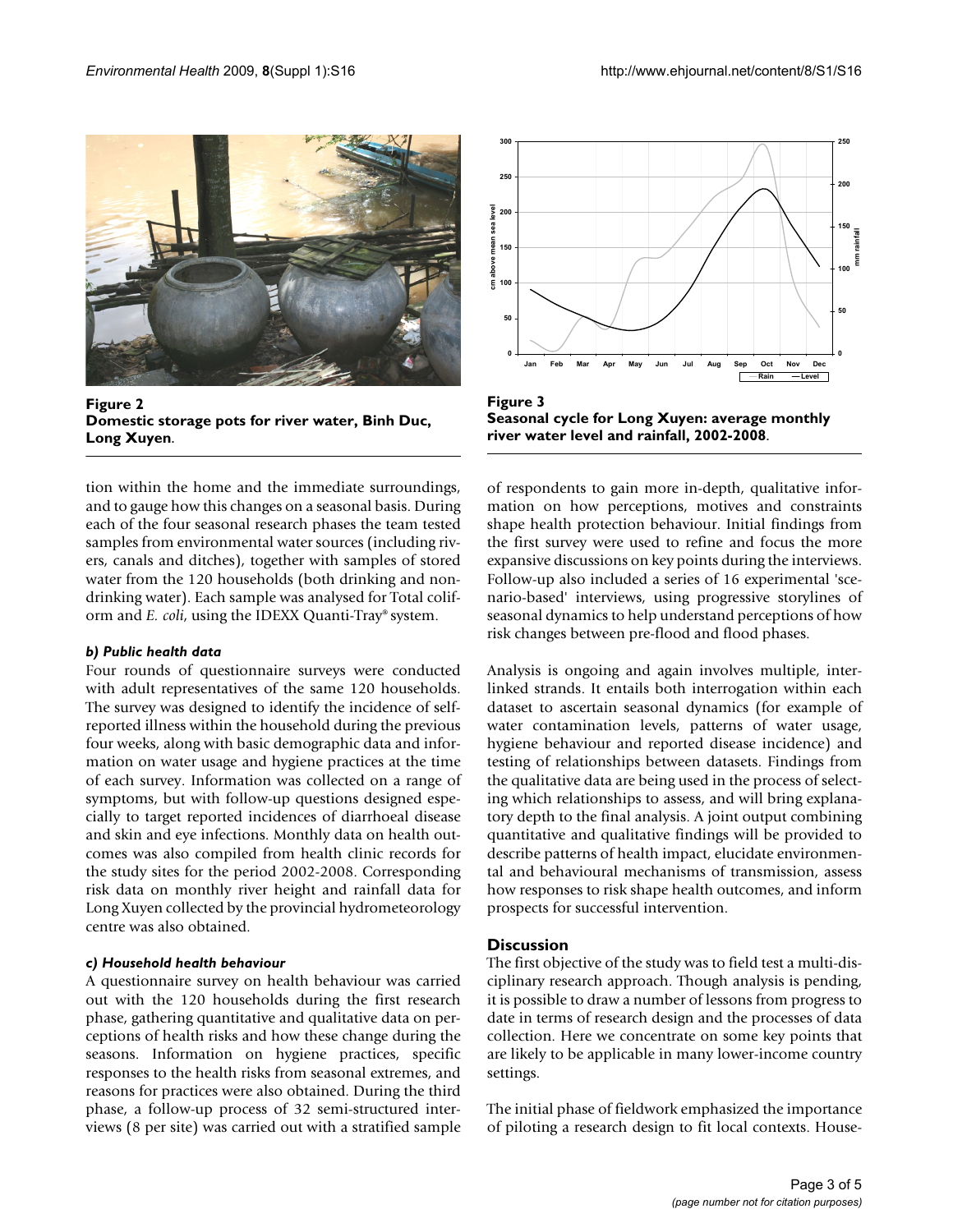**Figure 2**
**Domestic storage pots for river water, Binh Duc, Long Xuyen**.

**Figure 3**
**Seasonal cycle for Long Xuyen: average monthly river water level and rainfall, 2002-2008**.

tion within the home and the immediate surroundings, and to gauge how this changes on a seasonal basis. During each of the four seasonal research phases the team tested samples from environmental water sources (including rivers, canals and ditches), together with samples of stored water from the 120 households (both drinking and non-drinking water). Each sample was analysed for Total coliform and *E. coli*, using the IDEXX Quanti-Tray® system.

#### *b) Public health data*

Four rounds of questionnaire surveys were conducted with adult representatives of the same 120 households. The survey was designed to identify the incidence of self-reported illness within the household during the previous four weeks, along with basic demographic data and information on water usage and hygiene practices at the time of each survey. Information was collected on a range of symptoms, but with follow-up questions designed especially to target reported incidences of diarrhoeal disease and skin and eye infections. Monthly data on health outcomes was also compiled from health clinic records for the study sites for the period 2002-2008. Corresponding risk data on monthly river height and rainfall data for Long Xuyen collected by the provincial hydrometeorology centre was also obtained.

#### *c) Household health behaviour*

A questionnaire survey on health behaviour was carried out with the 120 households during the first research phase, gathering quantitative and qualitative data on perceptions of health risks and how these change during the seasons. Information on hygiene practices, specific responses to the health risks from seasonal extremes, and reasons for practices were also obtained. During the third phase, a follow-up process of 32 semi-structured interviews (8 per site) was carried out with a stratified sample of respondents to gain more in-depth, qualitative information on how perceptions, motives and constraints shape health protection behaviour. Initial findings from the first survey were used to refine and focus the more expansive discussions on key points during the interviews. Follow-up also included a series of 16 experimental 'scenario-based' interviews, using progressive storylines of seasonal dynamics to help understand perceptions of how risk changes between pre-flood and flood phases.

Analysis is ongoing and again involves multiple, interlinked strands. It entails both interrogation within each dataset to ascertain seasonal dynamics (for example of water contamination levels, patterns of water usage, hygiene behaviour and reported disease incidence) and testing of relationships between datasets. Findings from the qualitative data are being used in the process of selecting which relationships to assess, and will bring explanatory depth to the final analysis. A joint output combining quantitative and qualitative findings will be provided to describe patterns of health impact, elucidate environmental and behavioural mechanisms of transmission, assess how responses to risk shape health outcomes, and inform prospects for successful intervention.

## Discussion

The first objective of the study was to field test a multi-disciplinary research approach. Though analysis is pending, it is possible to draw a number of lessons from progress to date in terms of research design and the processes of data collection. Here we concentrate on some key points that are likely to be applicable in many lower-income country settings.

The initial phase of fieldwork emphasized the importance of piloting a research design to fit local contexts. House-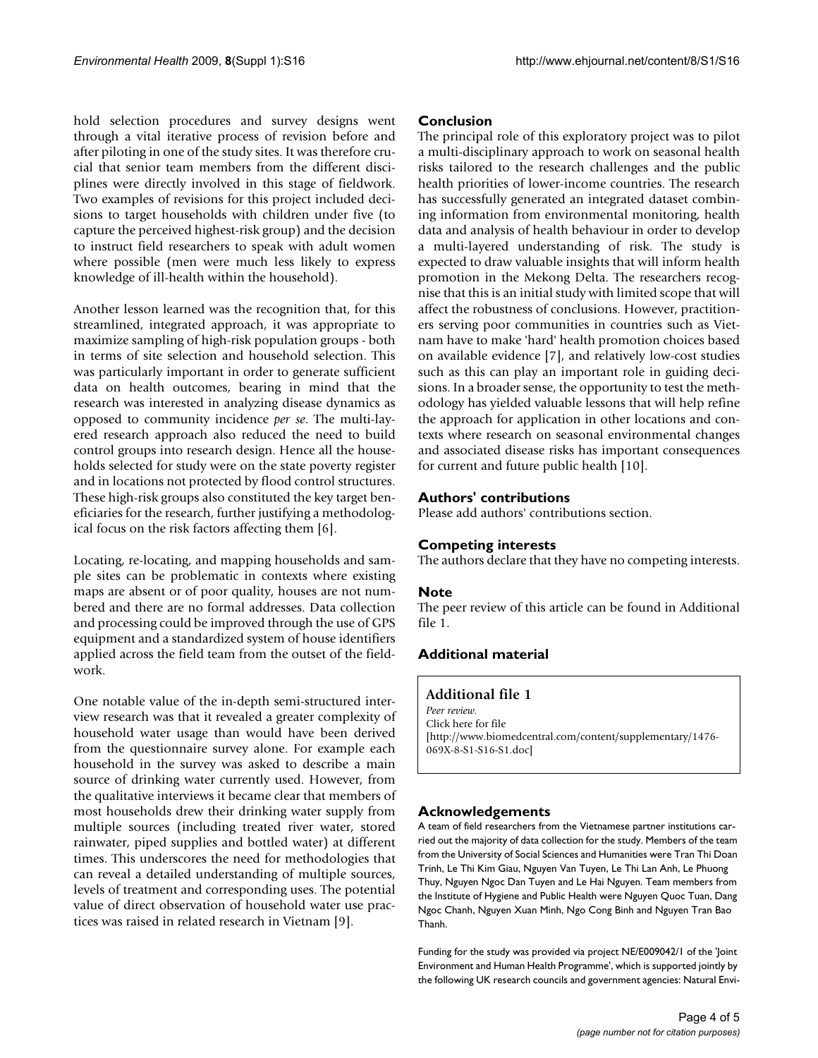hold selection procedures and survey designs went through a vital iterative process of revision before and after piloting in one of the study sites. It was therefore crucial that senior team members from the different disciplines were directly involved in this stage of fieldwork. Two examples of revisions for this project included decisions to target households with children under five (to capture the perceived highest-risk group) and the decision to instruct field researchers to speak with adult women where possible (men were much less likely to express knowledge of ill-health within the household).

Another lesson learned was the recognition that, for this streamlined, integrated approach, it was appropriate to maximize sampling of high-risk population groups - both in terms of site selection and household selection. This was particularly important in order to generate sufficient data on health outcomes, bearing in mind that the research was interested in analyzing disease dynamics as opposed to community incidence *per se*. The multi-layered research approach also reduced the need to build control groups into research design. Hence all the households selected for study were on the state poverty register and in locations not protected by flood control structures. These high-risk groups also constituted the key target beneficiaries for the research, further justifying a methodological focus on the risk factors affecting them [6].

Locating, re-locating, and mapping households and sample sites can be problematic in contexts where existing maps are absent or of poor quality, houses are not numbered and there are no formal addresses. Data collection and processing could be improved through the use of GPS equipment and a standardized system of house identifiers applied across the field team from the outset of the fieldwork.

One notable value of the in-depth semi-structured interview research was that it revealed a greater complexity of household water usage than would have been derived from the questionnaire survey alone. For example each household in the survey was asked to describe a main source of drinking water currently used. However, from the qualitative interviews it became clear that members of most households drew their drinking water supply from multiple sources (including treated river water, stored rainwater, piped supplies and bottled water) at different times. This underscores the need for methodologies that can reveal a detailed understanding of multiple sources, levels of treatment and corresponding uses. The potential value of direct observation of household water use practices was raised in related research in Vietnam [9].

## Conclusion

The principal role of this exploratory project was to pilot a multi-disciplinary approach to work on seasonal health risks tailored to the research challenges and the public health priorities of lower-income countries. The research has successfully generated an integrated dataset combining information from environmental monitoring, health data and analysis of health behaviour in order to develop a multi-layered understanding of risk. The study is expected to draw valuable insights that will inform health promotion in the Mekong Delta. The researchers recognise that this is an initial study with limited scope that will affect the robustness of conclusions. However, practitioners serving poor communities in countries such as Vietnam have to make 'hard' health promotion choices based on available evidence [7], and relatively low-cost studies such as this can play an important role in guiding decisions. In a broader sense, the opportunity to test the methodology has yielded valuable lessons that will help refine the approach for application in other locations and contexts where research on seasonal environmental changes and associated disease risks has important consequences for current and future public health [10].

## Authors' contributions

Please add authors' contributions section.

## Competing interests

The authors declare that they have no competing interests.

## Note

The peer review of this article can be found in Additional file 1.

## Additional material

**Additional file 1**
*Peer review.*
Click here for file
[http://www.biomedcentral.com/content/supplementary/1476-069X-8-S1-S16-S1.doc]

## Acknowledgements

A team of field researchers from the Vietnamese partner institutions carried out the majority of data collection for the study. Members of the team from the University of Social Sciences and Humanities were Tran Thi Doan Trinh, Le Thi Kim Giau, Nguyen Van Tuyen, Le Thi Lan Anh, Le Phuong Thuy, Nguyen Ngoc Dan Tuyen and Le Hai Nguyen. Team members from the Institute of Hygiene and Public Health were Nguyen Quoc Tuan, Dang Ngoc Chanh, Nguyen Xuan Minh, Ngo Cong Binh and Nguyen Tran Bao Thanh.

Funding for the study was provided via project NE/E009042/1 of the 'Joint Environment and Human Health Programme', which is supported jointly by the following UK research councils and government agencies: Natural Envi-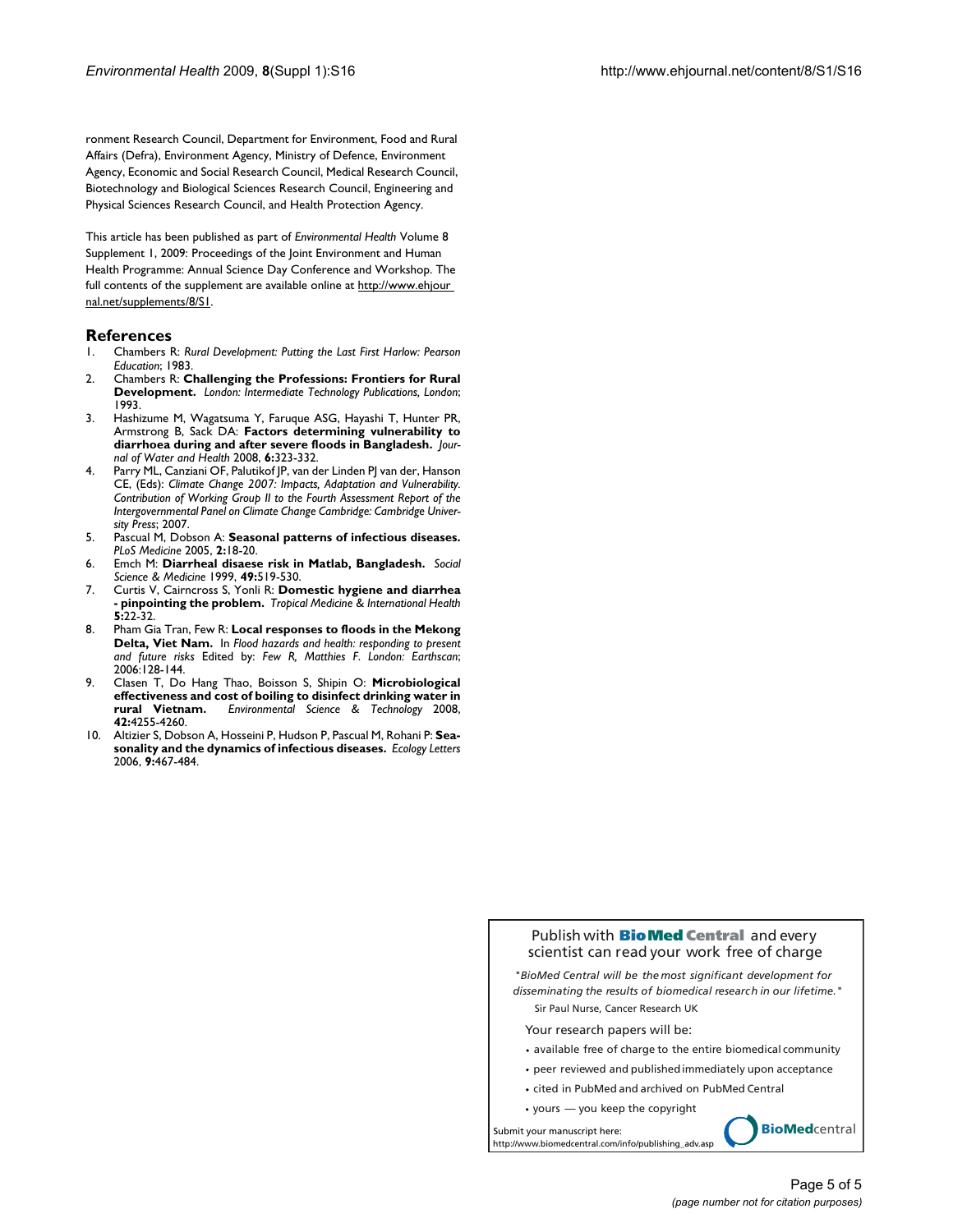ronment Research Council, Department for Environment, Food and Rural Affairs (Defra), Environment Agency, Ministry of Defence, Environment Agency, Economic and Social Research Council, Medical Research Council, Biotechnology and Biological Sciences Research Council, Engineering and Physical Sciences Research Council, and Health Protection Agency.

This article has been published as part of *Environmental Health* Volume 8 Supplement 1, 2009: Proceedings of the Joint Environment and Human Health Programme: Annual Science Day Conference and Workshop. The full contents of the supplement are available online at http://www.ehjournal.net/supplements/8/S1.

## References

1. Chambers R: *Rural Development: Putting the Last First Harlow: Pearson Education*; 1983.
2. Chambers R: **Challenging the Professions: Frontiers for Rural Development.** *London: Intermediate Technology Publications, London*; 1993.
3. Hashizume M, Wagatsuma Y, Faruque ASG, Hayashi T, Hunter PR, Armstrong B, Sack DA: **Factors determining vulnerability to diarrhoea during and after severe floods in Bangladesh.** *Journal of Water and Health* 2008, **6:**323-332.
4. Parry ML, Canziani OF, Palutikof JP, van der Linden PJ van der, Hanson CE, (Eds): *Climate Change 2007: Impacts, Adaptation and Vulnerability. Contribution of Working Group II to the Fourth Assessment Report of the Intergovernmental Panel on Climate Change Cambridge: Cambridge University Press*; 2007.
5. Pascual M, Dobson A: **Seasonal patterns of infectious diseases.** *PLoS Medicine* 2005, **2:**18-20.
6. Emch M: **Diarrheal disaese risk in Matlab, Bangladesh.** *Social Science & Medicine* 1999, **49:**519-530.
7. Curtis V, Cairncross S, Yonli R: **Domestic hygiene and diarrhea - pinpointing the problem.** *Tropical Medicine & International Health* **5:**22-32.
8. Pham Gia Tran, Few R: **Local responses to floods in the Mekong Delta, Viet Nam.** In *Flood hazards and health: responding to present and future risks* Edited by: *Few R, Matthies F. London: Earthscan*; 2006:128-144.
9. Clasen T, Do Hang Thao, Boisson S, Shipin O: **Microbiological effectiveness and cost of boiling to disinfect drinking water in rural Vietnam.** *Environmental Science & Technology* 2008, **42:**4255-4260.
10. Altizier S, Dobson A, Hosseini P, Hudson P, Pascual M, Rohani P: **Seasonality and the dynamics of infectious diseases.** *Ecology Letters* 2006, **9:**467-484.